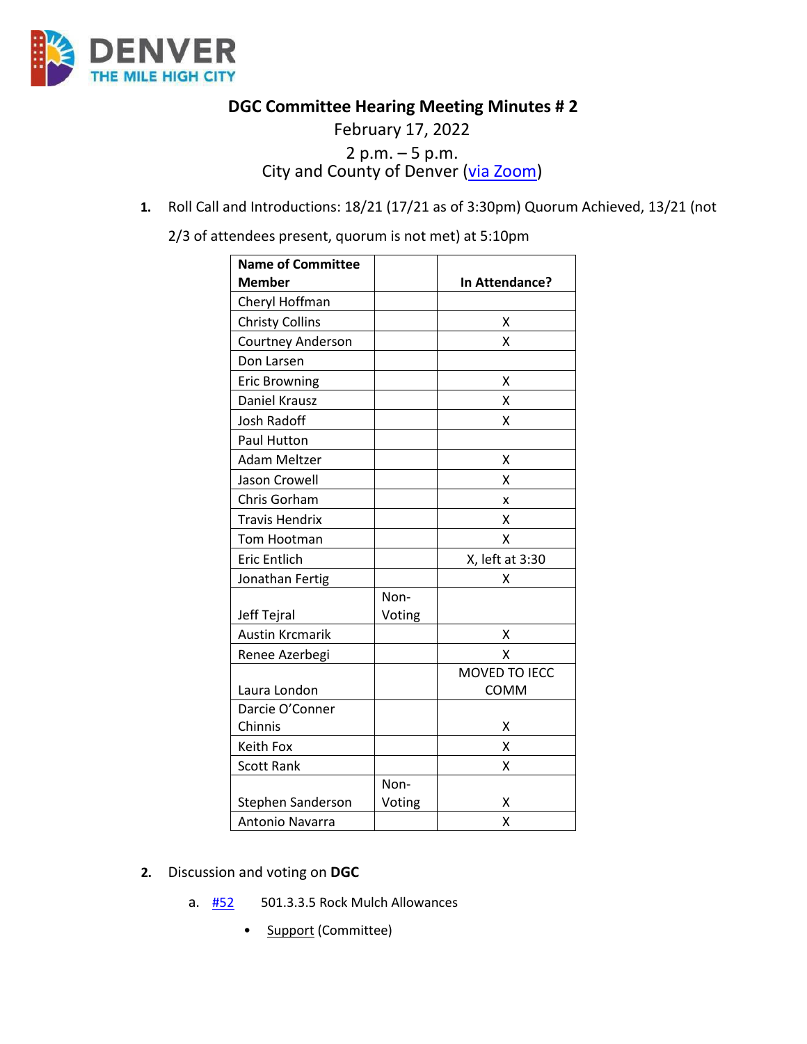# DGC Committee Hearing Meeting Minutes # 2

February 17, 2022

2 p.m. – 5 p.m.

City and County of Denver (via Zoom)

1. Roll Call and Introductions: 18/21 (17/21 as of 3:30pm) Quorum Achieved, 13/21 (not 2/3 of attendees present, quorum is not met) at 5:10pm

| Name of Committee Member | | In Attendance? |
|---|---|---|
| Cheryl Hoffman | | |
| Christy Collins | | X |
| Courtney Anderson | | X |
| Don Larsen | | |
| Eric Browning | | X |
| Daniel Krausz | | X |
| Josh Radoff | | X |
| Paul Hutton | | |
| Adam Meltzer | | X |
| Jason Crowell | | X |
| Chris Gorham | | x |
| Travis Hendrix | | X |
| Tom Hootman | | X |
| Eric Entlich | | X, left at 3:30 |
| Jonathan Fertig | | X |
| Jeff Tejral | Non-Voting | |
| Austin Krcmarik | | X |
| Renee Azerbegi | | X |
| Laura London | | MOVED TO IECC COMM |
| Darcie O'Conner Chinnis | | X |
| Keith Fox | | X |
| Scott Rank | | X |
| Stephen Sanderson | Non-Voting | X |
| Antonio Navarra | | X |

2. Discussion and voting on **DGC**

   a. #52 501.3.3.5 Rock Mulch Allowances

      - Support (Committee)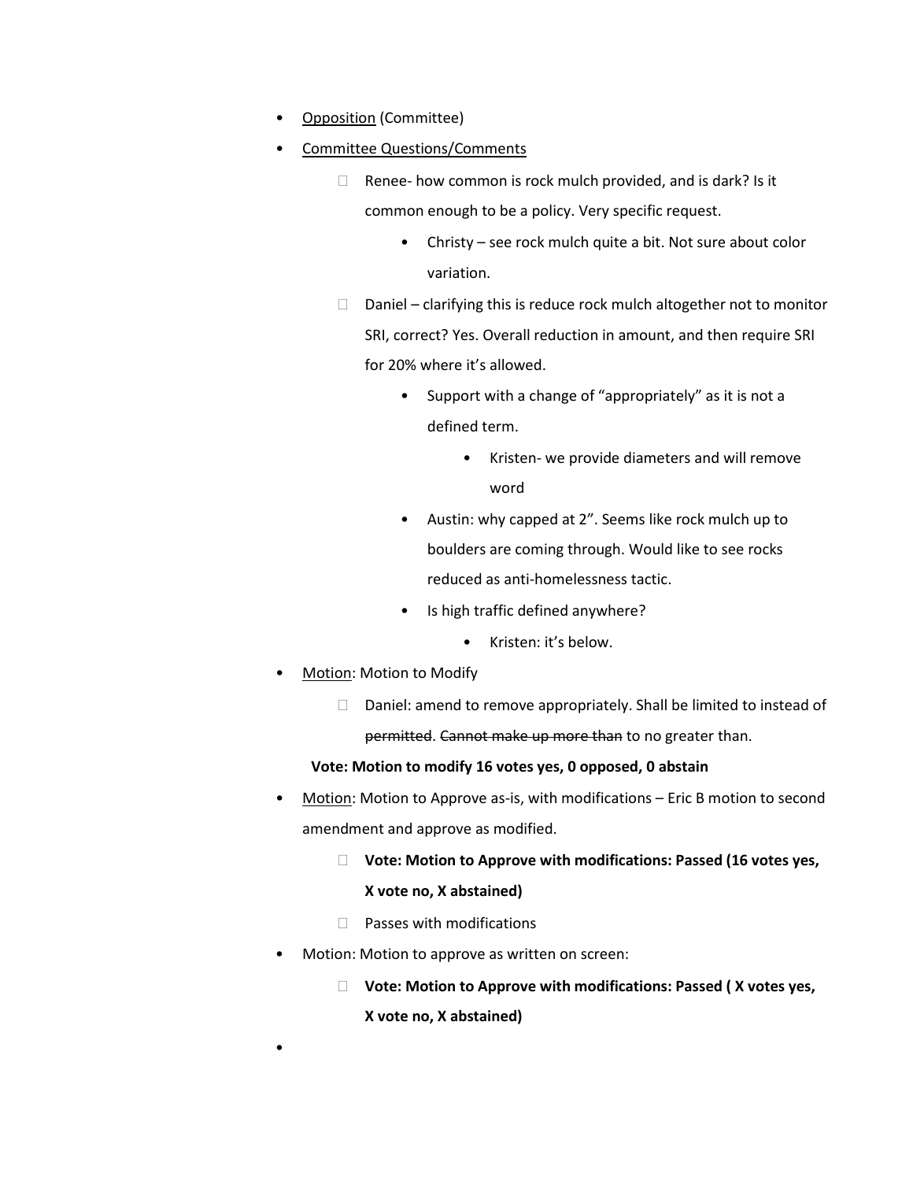- <u>Opposition</u> (Committee)
- <u>Committee Questions/Comments</u>
  - Renee- how common is rock mulch provided, and is dark? Is it common enough to be a policy. Very specific request.
    - Christy – see rock mulch quite a bit. Not sure about color variation.
  - Daniel – clarifying this is reduce rock mulch altogether not to monitor SRI, correct? Yes. Overall reduction in amount, and then require SRI for 20% where it's allowed.
    - Support with a change of "appropriately" as it is not a defined term.
      - Kristen- we provide diameters and will remove word
    - Austin: why capped at 2". Seems like rock mulch up to boulders are coming through. Would like to see rocks reduced as anti-homelessness tactic.
    - Is high traffic defined anywhere?
      - Kristen: it's below.
- <u>Motion</u>: Motion to Modify
  - Daniel: amend to remove appropriately. Shall be limited to instead of ~~permitted~~. ~~Cannot make up more than~~ to no greater than.

  **Vote: Motion to modify 16 votes yes, 0 opposed, 0 abstain**
- <u>Motion</u>: Motion to Approve as-is, with modifications – Eric B motion to second amendment and approve as modified.
  - **Vote: Motion to Approve with modifications: Passed (16 votes yes, X vote no, X abstained)**
  - Passes with modifications
- Motion: Motion to approve as written on screen:
  - **Vote: Motion to Approve with modifications: Passed ( X votes yes, X vote no, X abstained)**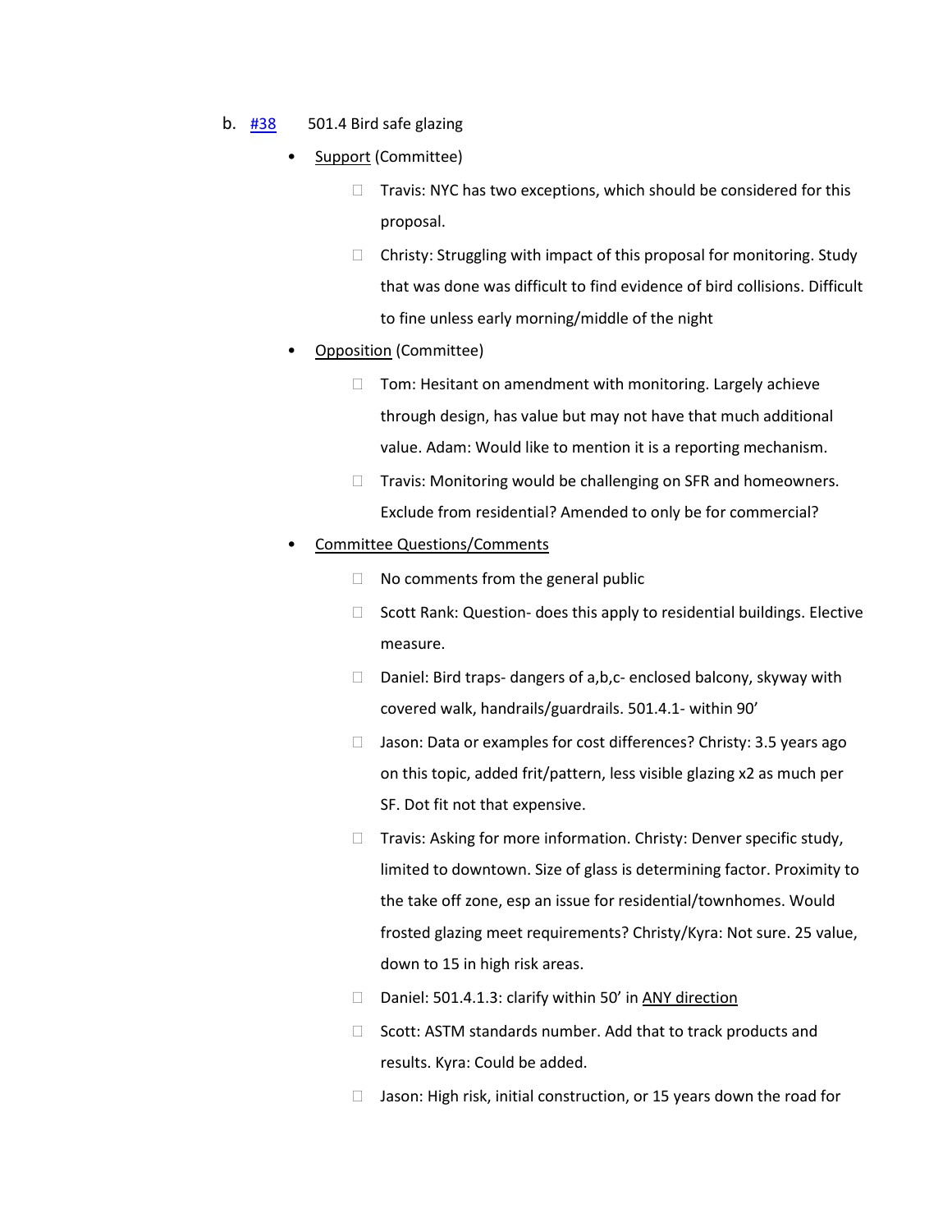b. [#38](#) 501.4 Bird safe glazing

- Support (Committee)
  - Travis: NYC has two exceptions, which should be considered for this proposal.
  - Christy: Struggling with impact of this proposal for monitoring. Study that was done was difficult to find evidence of bird collisions. Difficult to fine unless early morning/middle of the night
- Opposition (Committee)
  - Tom: Hesitant on amendment with monitoring. Largely achieve through design, has value but may not have that much additional value. Adam: Would like to mention it is a reporting mechanism.
  - Travis: Monitoring would be challenging on SFR and homeowners. Exclude from residential? Amended to only be for commercial?
- Committee Questions/Comments
  - No comments from the general public
  - Scott Rank: Question- does this apply to residential buildings. Elective measure.
  - Daniel: Bird traps- dangers of a,b,c- enclosed balcony, skyway with covered walk, handrails/guardrails. 501.4.1- within 90'
  - Jason: Data or examples for cost differences? Christy: 3.5 years ago on this topic, added frit/pattern, less visible glazing x2 as much per SF. Dot fit not that expensive.
  - Travis: Asking for more information. Christy: Denver specific study, limited to downtown. Size of glass is determining factor. Proximity to the take off zone, esp an issue for residential/townhomes. Would frosted glazing meet requirements? Christy/Kyra: Not sure. 25 value, down to 15 in high risk areas.
  - Daniel: 501.4.1.3: clarify within 50' in ANY direction
  - Scott: ASTM standards number. Add that to track products and results. Kyra: Could be added.
  - Jason: High risk, initial construction, or 15 years down the road for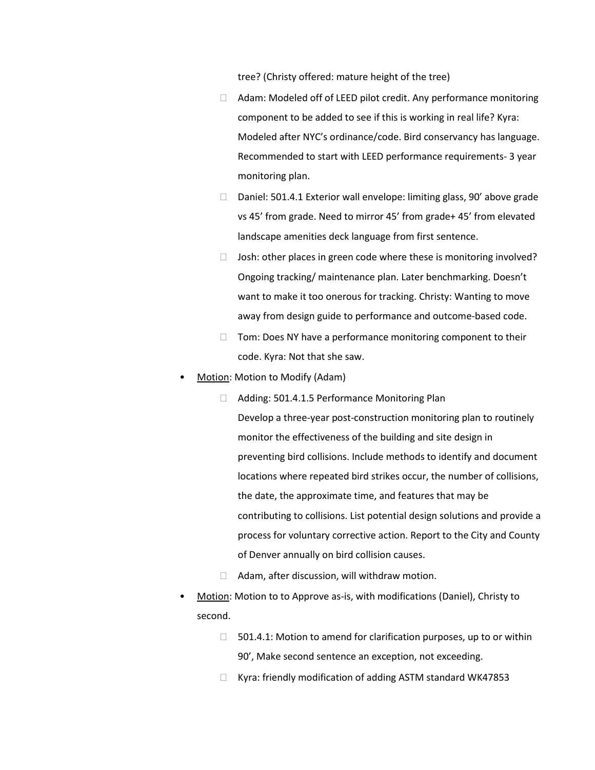tree? (Christy offered: mature height of the tree)

  - Adam: Modeled off of LEED pilot credit. Any performance monitoring component to be added to see if this is working in real life? Kyra: Modeled after NYC's ordinance/code. Bird conservancy has language. Recommended to start with LEED performance requirements- 3 year monitoring plan.
  - Daniel: 501.4.1 Exterior wall envelope: limiting glass, 90' above grade vs 45' from grade. Need to mirror 45' from grade+ 45' from elevated landscape amenities deck language from first sentence.
  - Josh: other places in green code where these is monitoring involved? Ongoing tracking/ maintenance plan. Later benchmarking. Doesn't want to make it too onerous for tracking. Christy: Wanting to move away from design guide to performance and outcome-based code.
  - Tom: Does NY have a performance monitoring component to their code. Kyra: Not that she saw.

- <u>Motion</u>: Motion to Modify (Adam)
  - Adding: 501.4.1.5 Performance Monitoring Plan
    Develop a three-year post-construction monitoring plan to routinely monitor the effectiveness of the building and site design in preventing bird collisions. Include methods to identify and document locations where repeated bird strikes occur, the number of collisions, the date, the approximate time, and features that may be contributing to collisions. List potential design solutions and provide a process for voluntary corrective action. Report to the City and County of Denver annually on bird collision causes.
  - Adam, after discussion, will withdraw motion.

- <u>Motion</u>: Motion to to Approve as-is, with modifications (Daniel), Christy to second.
  - 501.4.1: Motion to amend for clarification purposes, up to or within 90', Make second sentence an exception, not exceeding.
  - Kyra: friendly modification of adding ASTM standard WK47853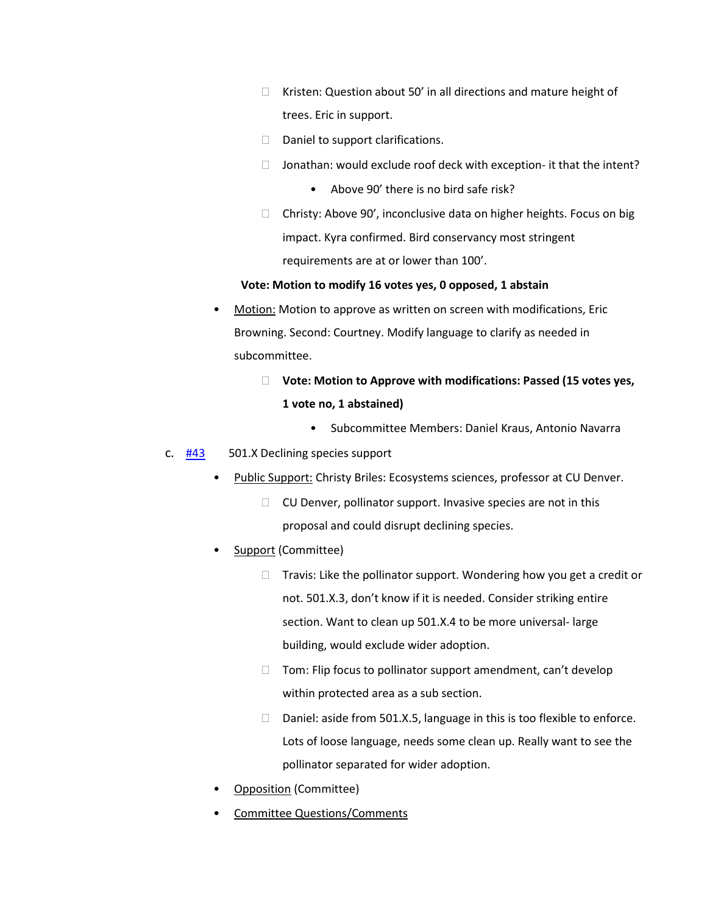- Kristen: Question about 50' in all directions and mature height of trees. Eric in support.
- Daniel to support clarifications.
- Jonathan: would exclude roof deck with exception- it that the intent?
  - Above 90' there is no bird safe risk?
- Christy: Above 90', inconclusive data on higher heights. Focus on big impact. Kyra confirmed. Bird conservancy most stringent requirements are at or lower than 100'.

**Vote: Motion to modify 16 votes yes, 0 opposed, 1 abstain**

- Motion: Motion to approve as written on screen with modifications, Eric Browning. Second: Courtney. Modify language to clarify as needed in subcommittee.
  - **Vote: Motion to Approve with modifications: Passed (15 votes yes, 1 vote no, 1 abstained)**
    - Subcommittee Members: Daniel Kraus, Antonio Navarra

c. [#43] 501.X Declining species support

- Public Support: Christy Briles: Ecosystems sciences, professor at CU Denver.
  - CU Denver, pollinator support. Invasive species are not in this proposal and could disrupt declining species.
- Support (Committee)
  - Travis: Like the pollinator support. Wondering how you get a credit or not. 501.X.3, don't know if it is needed. Consider striking entire section. Want to clean up 501.X.4 to be more universal- large building, would exclude wider adoption.
  - Tom: Flip focus to pollinator support amendment, can't develop within protected area as a sub section.
  - Daniel: aside from 501.X.5, language in this is too flexible to enforce. Lots of loose language, needs some clean up. Really want to see the pollinator separated for wider adoption.
- Opposition (Committee)
- Committee Questions/Comments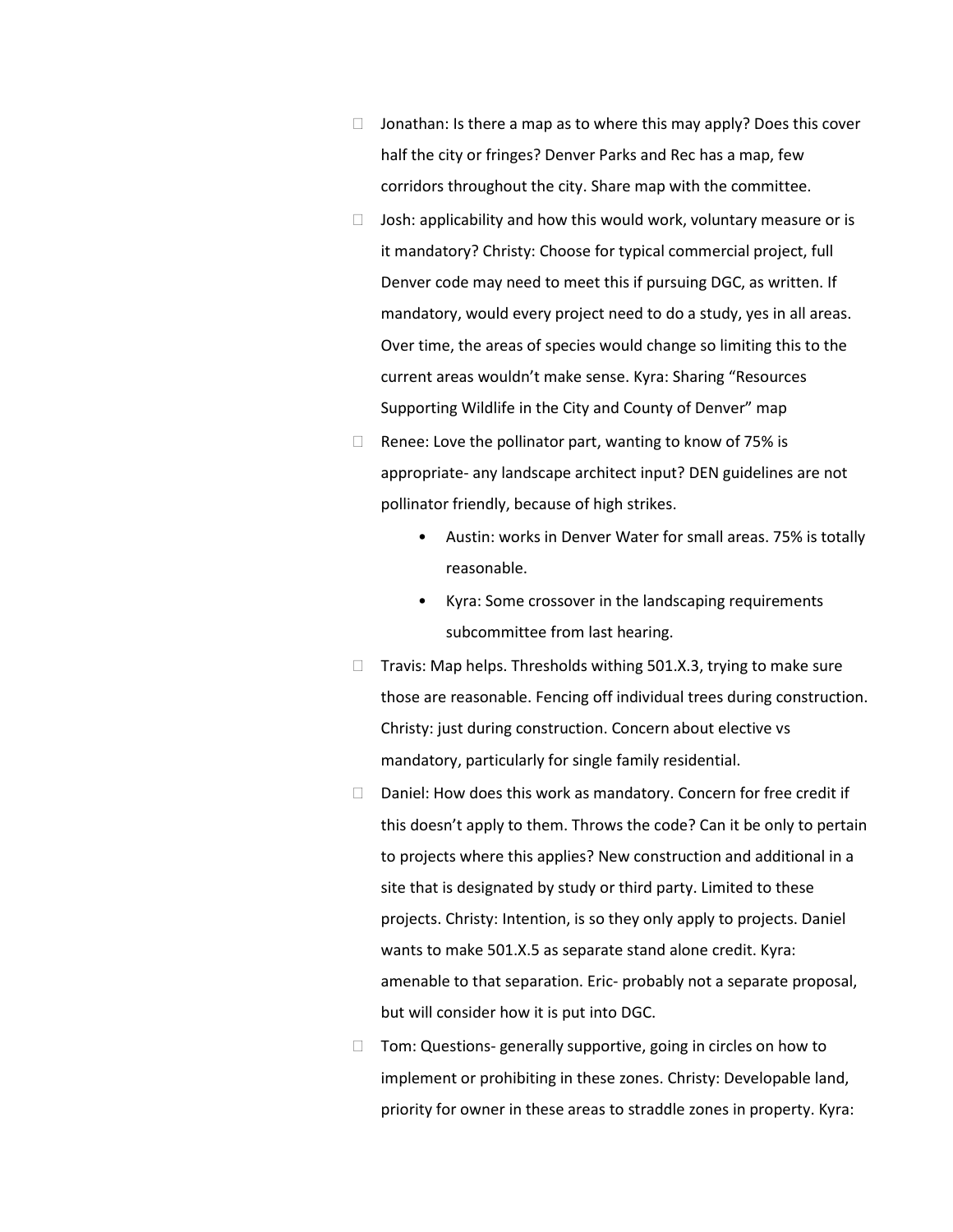- Jonathan: Is there a map as to where this may apply? Does this cover half the city or fringes? Denver Parks and Rec has a map, few corridors throughout the city. Share map with the committee.
- Josh: applicability and how this would work, voluntary measure or is it mandatory? Christy: Choose for typical commercial project, full Denver code may need to meet this if pursuing DGC, as written. If mandatory, would every project need to do a study, yes in all areas. Over time, the areas of species would change so limiting this to the current areas wouldn't make sense. Kyra: Sharing "Resources Supporting Wildlife in the City and County of Denver" map
- Renee: Love the pollinator part, wanting to know of 75% is appropriate- any landscape architect input? DEN guidelines are not pollinator friendly, because of high strikes.
    - Austin: works in Denver Water for small areas. 75% is totally reasonable.
    - Kyra: Some crossover in the landscaping requirements subcommittee from last hearing.
- Travis: Map helps. Thresholds withing 501.X.3, trying to make sure those are reasonable. Fencing off individual trees during construction. Christy: just during construction. Concern about elective vs mandatory, particularly for single family residential.
- Daniel: How does this work as mandatory. Concern for free credit if this doesn't apply to them. Throws the code? Can it be only to pertain to projects where this applies? New construction and additional in a site that is designated by study or third party. Limited to these projects. Christy: Intention, is so they only apply to projects. Daniel wants to make 501.X.5 as separate stand alone credit. Kyra: amenable to that separation. Eric- probably not a separate proposal, but will consider how it is put into DGC.
- Tom: Questions- generally supportive, going in circles on how to implement or prohibiting in these zones. Christy: Developable land, priority for owner in these areas to straddle zones in property. Kyra: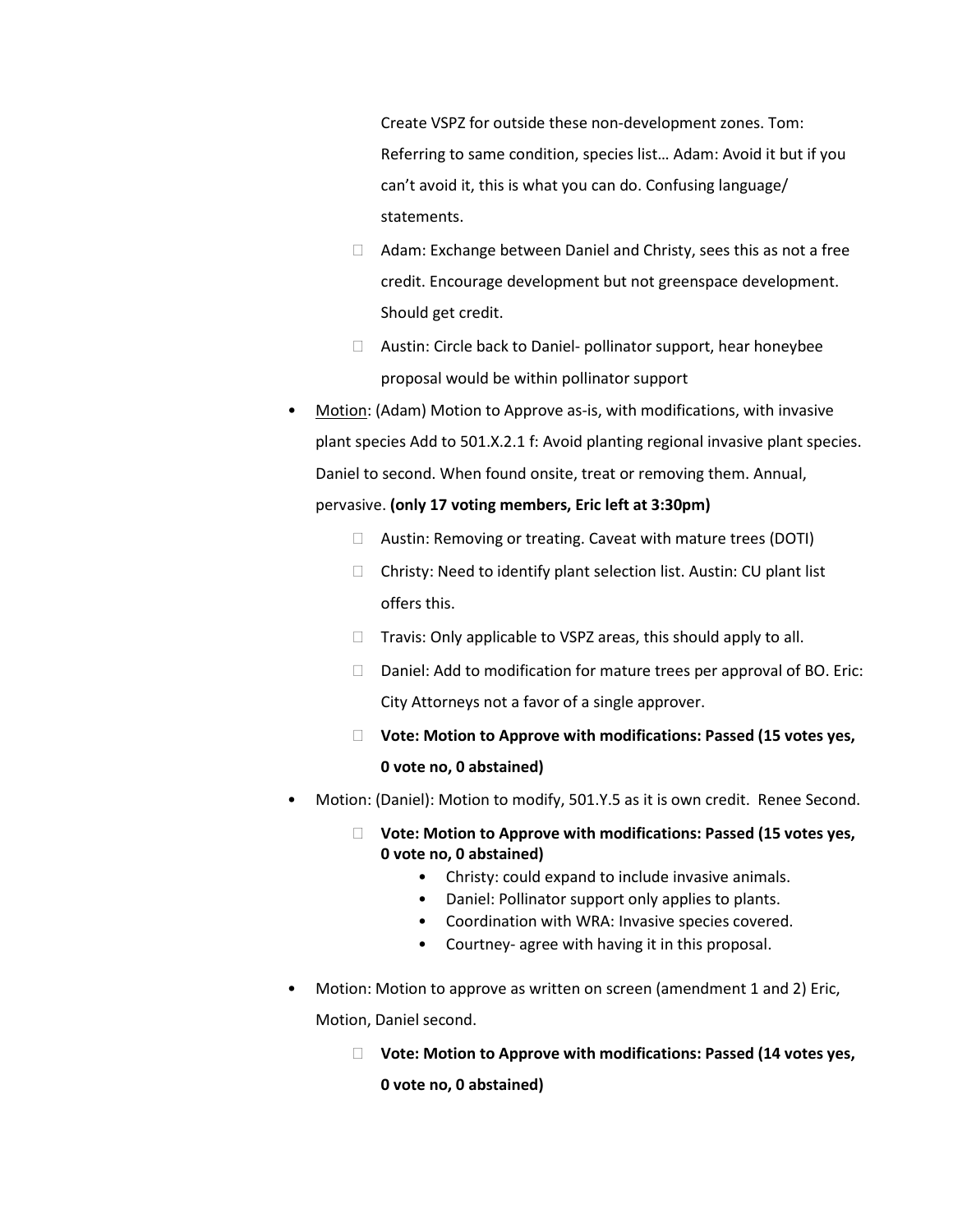Create VSPZ for outside these non-development zones. Tom: Referring to same condition, species list… Adam: Avoid it but if you can't avoid it, this is what you can do. Confusing language/ statements.

- Adam: Exchange between Daniel and Christy, sees this as not a free credit. Encourage development but not greenspace development. Should get credit.
- Austin: Circle back to Daniel- pollinator support, hear honeybee proposal would be within pollinator support

- Motion: (Adam) Motion to Approve as-is, with modifications, with invasive plant species Add to 501.X.2.1 f: Avoid planting regional invasive plant species. Daniel to second. When found onsite, treat or removing them. Annual, pervasive. **(only 17 voting members, Eric left at 3:30pm)**
  - Austin: Removing or treating. Caveat with mature trees (DOTI)
  - Christy: Need to identify plant selection list. Austin: CU plant list offers this.
  - Travis: Only applicable to VSPZ areas, this should apply to all.
  - Daniel: Add to modification for mature trees per approval of BO. Eric: City Attorneys not a favor of a single approver.
  - **Vote: Motion to Approve with modifications: Passed (15 votes yes, 0 vote no, 0 abstained)**
- Motion: (Daniel): Motion to modify, 501.Y.5 as it is own credit. Renee Second.
  - **Vote: Motion to Approve with modifications: Passed (15 votes yes, 0 vote no, 0 abstained)**
    - Christy: could expand to include invasive animals.
    - Daniel: Pollinator support only applies to plants.
    - Coordination with WRA: Invasive species covered.
    - Courtney- agree with having it in this proposal.
- Motion: Motion to approve as written on screen (amendment 1 and 2) Eric, Motion, Daniel second.
  - **Vote: Motion to Approve with modifications: Passed (14 votes yes, 0 vote no, 0 abstained)**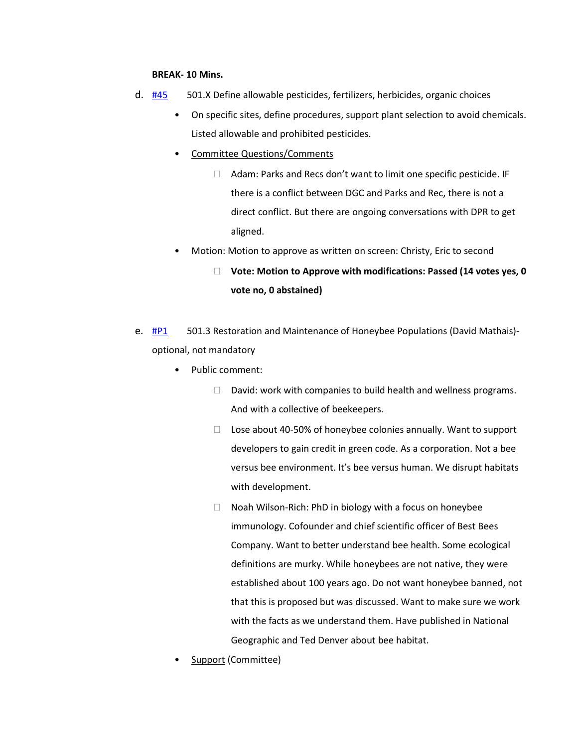**BREAK- 10 Mins.**

d. #45 501.X Define allowable pesticides, fertilizers, herbicides, organic choices

- On specific sites, define procedures, support plant selection to avoid chemicals. Listed allowable and prohibited pesticides.
- Committee Questions/Comments
  - Adam: Parks and Recs don't want to limit one specific pesticide. IF there is a conflict between DGC and Parks and Rec, there is not a direct conflict. But there are ongoing conversations with DPR to get aligned.
- Motion: Motion to approve as written on screen: Christy, Eric to second
  - **Vote: Motion to Approve with modifications: Passed (14 votes yes, 0 vote no, 0 abstained)**

e. #P1 501.3 Restoration and Maintenance of Honeybee Populations (David Mathais)- optional, not mandatory

- Public comment:
  - David: work with companies to build health and wellness programs. And with a collective of beekeepers.
  - Lose about 40-50% of honeybee colonies annually. Want to support developers to gain credit in green code. As a corporation. Not a bee versus bee environment. It's bee versus human. We disrupt habitats with development.
  - Noah Wilson-Rich: PhD in biology with a focus on honeybee immunology. Cofounder and chief scientific officer of Best Bees Company. Want to better understand bee health. Some ecological definitions are murky. While honeybees are not native, they were established about 100 years ago. Do not want honeybee banned, not that this is proposed but was discussed. Want to make sure we work with the facts as we understand them. Have published in National Geographic and Ted Denver about bee habitat.
- Support (Committee)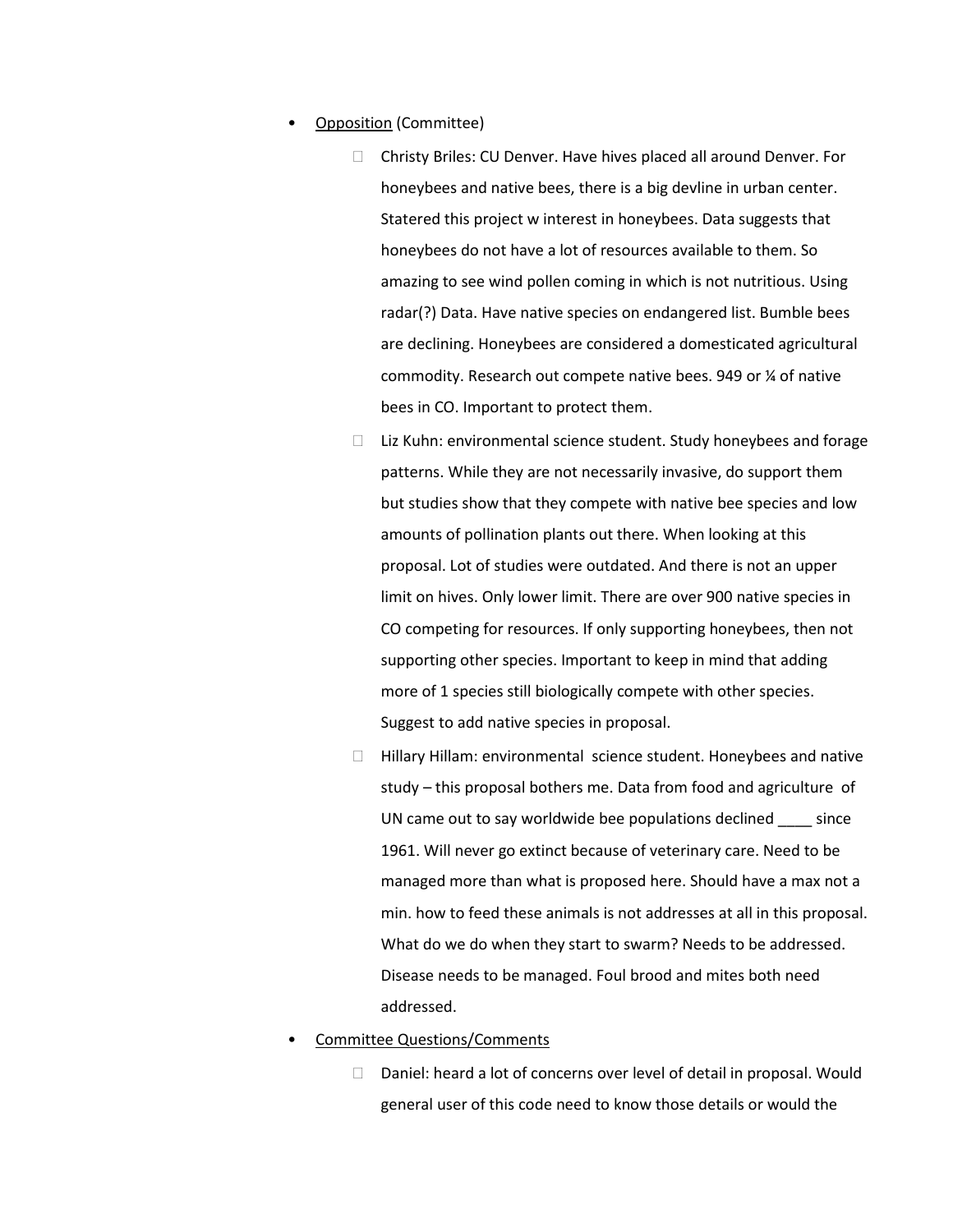- Opposition (Committee)
  - Christy Briles: CU Denver. Have hives placed all around Denver. For honeybees and native bees, there is a big devline in urban center. Statered this project w interest in honeybees. Data suggests that honeybees do not have a lot of resources available to them. So amazing to see wind pollen coming in which is not nutritious. Using radar(?) Data. Have native species on endangered list. Bumble bees are declining. Honeybees are considered a domesticated agricultural commodity. Research out compete native bees. 949 or ¼ of native bees in CO. Important to protect them.
  - Liz Kuhn: environmental science student. Study honeybees and forage patterns. While they are not necessarily invasive, do support them but studies show that they compete with native bee species and low amounts of pollination plants out there. When looking at this proposal. Lot of studies were outdated. And there is not an upper limit on hives. Only lower limit. There are over 900 native species in CO competing for resources. If only supporting honeybees, then not supporting other species. Important to keep in mind that adding more of 1 species still biologically compete with other species. Suggest to add native species in proposal.
  - Hillary Hillam: environmental science student. Honeybees and native study – this proposal bothers me. Data from food and agriculture of UN came out to say worldwide bee populations declined ____ since 1961. Will never go extinct because of veterinary care. Need to be managed more than what is proposed here. Should have a max not a min. how to feed these animals is not addresses at all in this proposal. What do we do when they start to swarm? Needs to be addressed. Disease needs to be managed. Foul brood and mites both need addressed.
- Committee Questions/Comments
  - Daniel: heard a lot of concerns over level of detail in proposal. Would general user of this code need to know those details or would the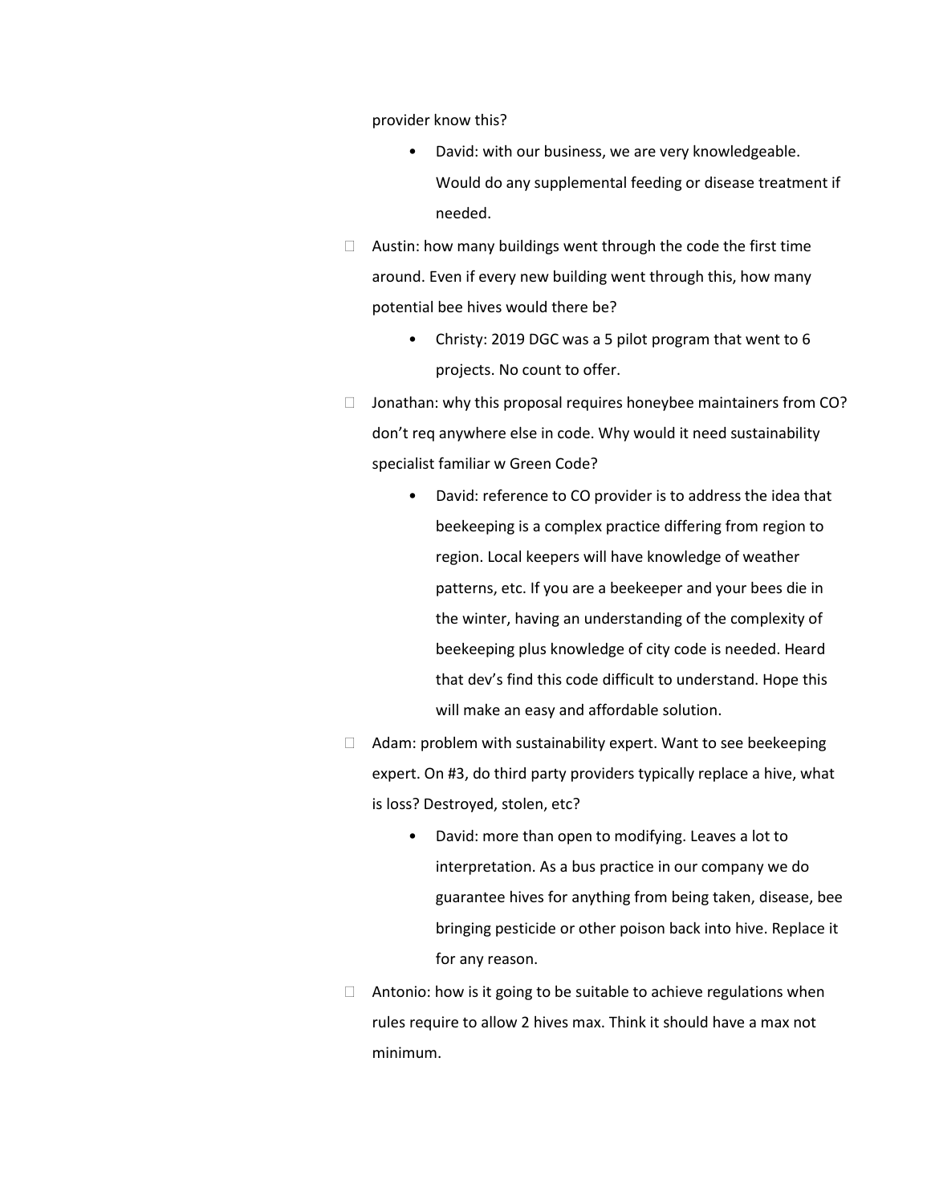provider know this?

   - David: with our business, we are very knowledgeable. Would do any supplemental feeding or disease treatment if needed.

- Austin: how many buildings went through the code the first time around. Even if every new building went through this, how many potential bee hives would there be?
   - Christy: 2019 DGC was a 5 pilot program that went to 6 projects. No count to offer.
- Jonathan: why this proposal requires honeybee maintainers from CO? don't req anywhere else in code. Why would it need sustainability specialist familiar w Green Code?
   - David: reference to CO provider is to address the idea that beekeeping is a complex practice differing from region to region. Local keepers will have knowledge of weather patterns, etc. If you are a beekeeper and your bees die in the winter, having an understanding of the complexity of beekeeping plus knowledge of city code is needed. Heard that dev's find this code difficult to understand. Hope this will make an easy and affordable solution.
- Adam: problem with sustainability expert. Want to see beekeeping expert. On #3, do third party providers typically replace a hive, what is loss? Destroyed, stolen, etc?
   - David: more than open to modifying. Leaves a lot to interpretation. As a bus practice in our company we do guarantee hives for anything from being taken, disease, bee bringing pesticide or other poison back into hive. Replace it for any reason.
- Antonio: how is it going to be suitable to achieve regulations when rules require to allow 2 hives max. Think it should have a max not minimum.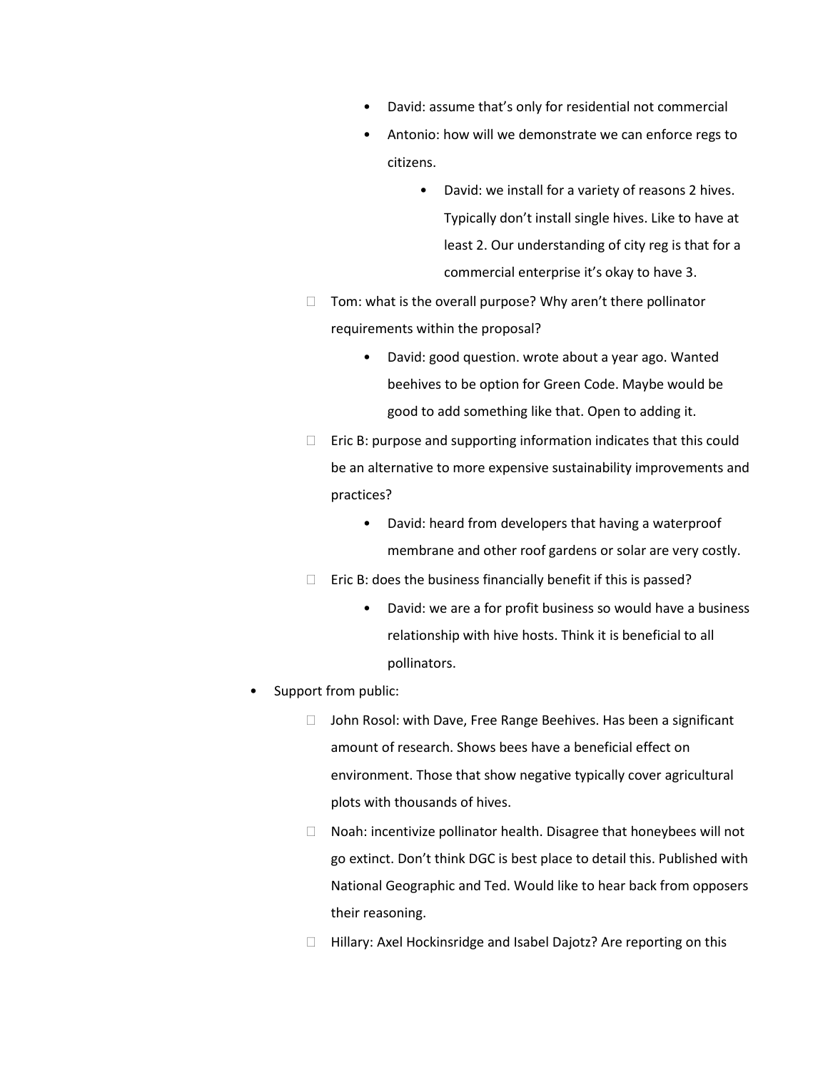- David: assume that's only for residential not commercial
- Antonio: how will we demonstrate we can enforce regs to citizens.
  - David: we install for a variety of reasons 2 hives. Typically don't install single hives. Like to have at least 2. Our understanding of city reg is that for a commercial enterprise it's okay to have 3.
- Tom: what is the overall purpose? Why aren't there pollinator requirements within the proposal?
  - David: good question. wrote about a year ago. Wanted beehives to be option for Green Code. Maybe would be good to add something like that. Open to adding it.
- Eric B: purpose and supporting information indicates that this could be an alternative to more expensive sustainability improvements and practices?
  - David: heard from developers that having a waterproof membrane and other roof gardens or solar are very costly.
- Eric B: does the business financially benefit if this is passed?
  - David: we are a for profit business so would have a business relationship with hive hosts. Think it is beneficial to all pollinators.

- Support from public:
  - John Rosol: with Dave, Free Range Beehives. Has been a significant amount of research. Shows bees have a beneficial effect on environment. Those that show negative typically cover agricultural plots with thousands of hives.
  - Noah: incentivize pollinator health. Disagree that honeybees will not go extinct. Don't think DGC is best place to detail this. Published with National Geographic and Ted. Would like to hear back from opposers their reasoning.
  - Hillary: Axel Hockinsridge and Isabel Dajotz? Are reporting on this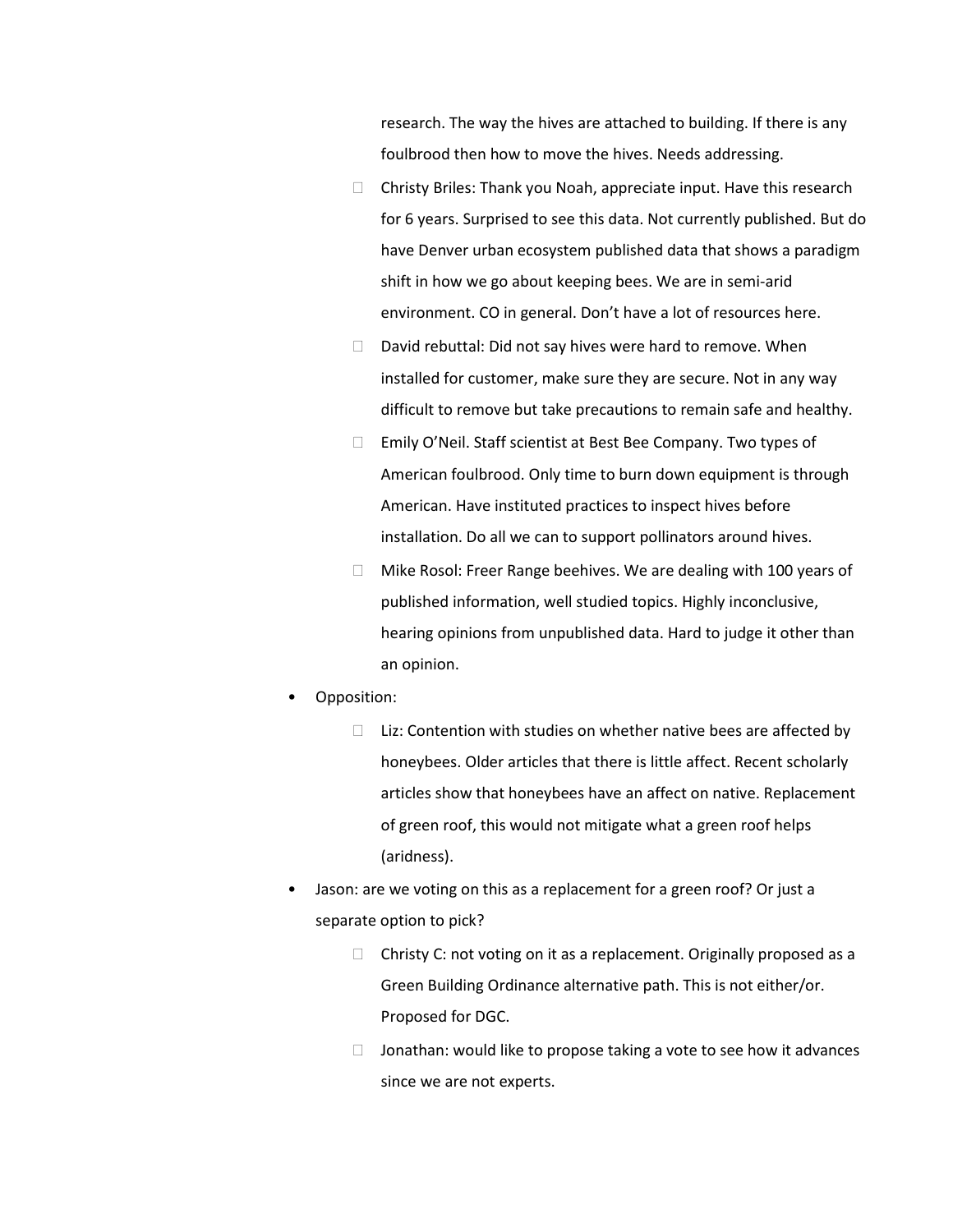- research. The way the hives are attached to building. If there is any foulbrood then how to move the hives. Needs addressing.
    - Christy Briles: Thank you Noah, appreciate input. Have this research for 6 years. Surprised to see this data. Not currently published. But do have Denver urban ecosystem published data that shows a paradigm shift in how we go about keeping bees. We are in semi-arid environment. CO in general. Don't have a lot of resources here.
    - David rebuttal: Did not say hives were hard to remove. When installed for customer, make sure they are secure. Not in any way difficult to remove but take precautions to remain safe and healthy.
    - Emily O'Neil. Staff scientist at Best Bee Company. Two types of American foulbrood. Only time to burn down equipment is through American. Have instituted practices to inspect hives before installation. Do all we can to support pollinators around hives.
    - Mike Rosol: Freer Range beehives. We are dealing with 100 years of published information, well studied topics. Highly inconclusive, hearing opinions from unpublished data. Hard to judge it other than an opinion.
- Opposition:
    - Liz: Contention with studies on whether native bees are affected by honeybees. Older articles that there is little affect. Recent scholarly articles show that honeybees have an affect on native. Replacement of green roof, this would not mitigate what a green roof helps (aridness).
- Jason: are we voting on this as a replacement for a green roof? Or just a separate option to pick?
    - Christy C: not voting on it as a replacement. Originally proposed as a Green Building Ordinance alternative path. This is not either/or. Proposed for DGC.
    - Jonathan: would like to propose taking a vote to see how it advances since we are not experts.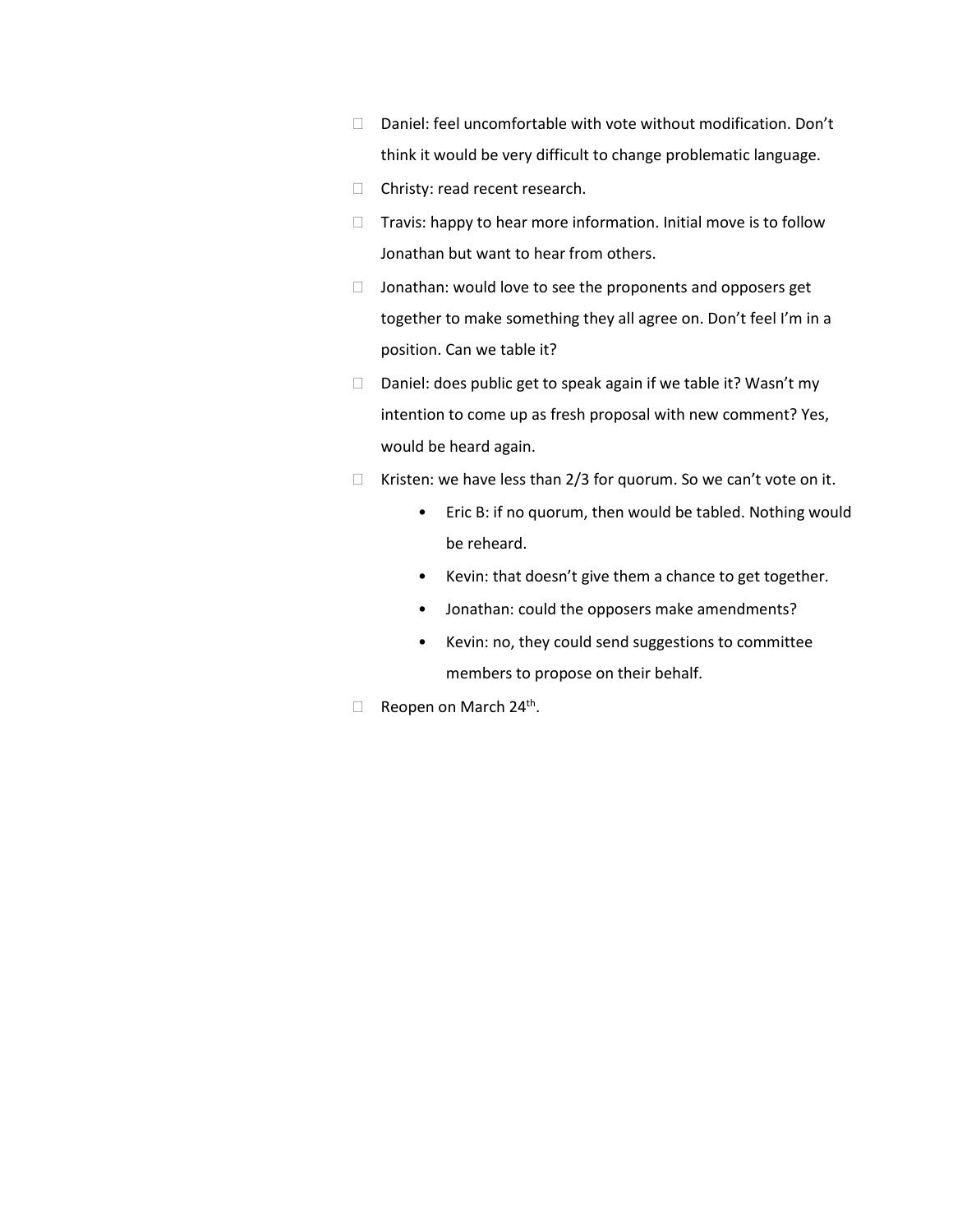- Daniel: feel uncomfortable with vote without modification. Don't think it would be very difficult to change problematic language.
- Christy: read recent research.
- Travis: happy to hear more information. Initial move is to follow Jonathan but want to hear from others.
- Jonathan: would love to see the proponents and opposers get together to make something they all agree on. Don't feel I'm in a position. Can we table it?
- Daniel: does public get to speak again if we table it? Wasn't my intention to come up as fresh proposal with new comment? Yes, would be heard again.
- Kristen: we have less than 2/3 for quorum. So we can't vote on it.
    - Eric B: if no quorum, then would be tabled. Nothing would be reheard.
    - Kevin: that doesn't give them a chance to get together.
    - Jonathan: could the opposers make amendments?
    - Kevin: no, they could send suggestions to committee members to propose on their behalf.
- Reopen on March 24th.